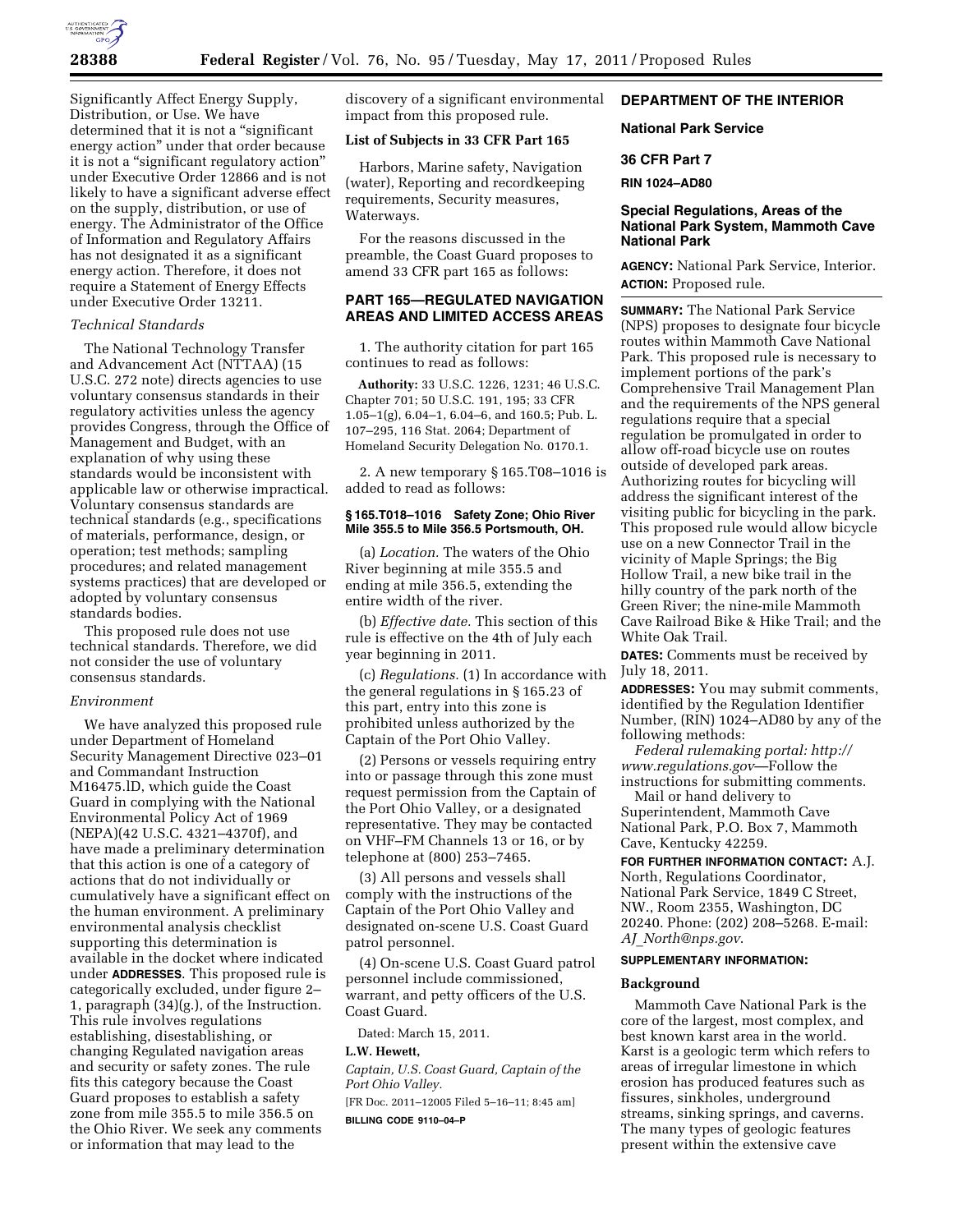Significantly Affect Energy Supply, Distribution, or Use. We have determined that it is not a "significant energy action" under that order because it is not a "significant regulatory action" under Executive Order 12866 and is not likely to have a significant adverse effect on the supply, distribution, or use of energy. The Administrator of the Office of Information and Regulatory Affairs has not designated it as a significant energy action. Therefore, it does not require a Statement of Energy Effects under Executive Order 13211.

*Technical Standards*

The National Technology Transfer and Advancement Act (NTTAA) (15 U.S.C. 272 note) directs agencies to use voluntary consensus standards in their regulatory activities unless the agency provides Congress, through the Office of Management and Budget, with an explanation of why using these standards would be inconsistent with applicable law or otherwise impractical. Voluntary consensus standards are technical standards (e.g., specifications of materials, performance, design, or operation; test methods; sampling procedures; and related management systems practices) that are developed or adopted by voluntary consensus standards bodies.

This proposed rule does not use technical standards. Therefore, we did not consider the use of voluntary consensus standards.

*Environment*

We have analyzed this proposed rule under Department of Homeland Security Management Directive 023–01 and Commandant Instruction M16475.lD, which guide the Coast Guard in complying with the National Environmental Policy Act of 1969 (NEPA)(42 U.S.C. 4321–4370f), and have made a preliminary determination that this action is one of a category of actions that do not individually or cumulatively have a significant effect on the human environment. A preliminary environmental analysis checklist supporting this determination is available in the docket where indicated under **ADDRESSES**. This proposed rule is categorically excluded, under figure 2–1, paragraph (34)(g.), of the Instruction. This rule involves regulations establishing, disestablishing, or changing Regulated navigation areas and security or safety zones. The rule fits this category because the Coast Guard proposes to establish a safety zone from mile 355.5 to mile 356.5 on the Ohio River. We seek any comments or information that may lead to the discovery of a significant environmental impact from this proposed rule.

**List of Subjects in 33 CFR Part 165**

Harbors, Marine safety, Navigation (water), Reporting and recordkeeping requirements, Security measures, Waterways.

For the reasons discussed in the preamble, the Coast Guard proposes to amend 33 CFR part 165 as follows:

**PART 165—REGULATED NAVIGATION AREAS AND LIMITED ACCESS AREAS**

1. The authority citation for part 165 continues to read as follows:

**Authority:** 33 U.S.C. 1226, 1231; 46 U.S.C. Chapter 701; 50 U.S.C. 191, 195; 33 CFR 1.05–1(g), 6.04–1, 6.04–6, and 160.5; Pub. L. 107–295, 116 Stat. 2064; Department of Homeland Security Delegation No. 0170.1.

2. A new temporary § 165.T08–1016 is added to read as follows:

**§ 165.T018–1016 Safety Zone; Ohio River Mile 355.5 to Mile 356.5 Portsmouth, OH.**

(a) *Location.* The waters of the Ohio River beginning at mile 355.5 and ending at mile 356.5, extending the entire width of the river.

(b) *Effective date.* This section of this rule is effective on the 4th of July each year beginning in 2011.

(c) *Regulations.* (1) In accordance with the general regulations in § 165.23 of this part, entry into this zone is prohibited unless authorized by the Captain of the Port Ohio Valley.

(2) Persons or vessels requiring entry into or passage through this zone must request permission from the Captain of the Port Ohio Valley, or a designated representative. They may be contacted on VHF–FM Channels 13 or 16, or by telephone at (800) 253–7465.

(3) All persons and vessels shall comply with the instructions of the Captain of the Port Ohio Valley and designated on-scene U.S. Coast Guard patrol personnel.

(4) On-scene U.S. Coast Guard patrol personnel include commissioned, warrant, and petty officers of the U.S. Coast Guard.

Dated: March 15, 2011.

**L.W. Hewett,**

*Captain, U.S. Coast Guard, Captain of the Port Ohio Valley.*

[FR Doc. 2011–12005 Filed 5–16–11; 8:45 am]

**BILLING CODE 9110–04–P**

**DEPARTMENT OF THE INTERIOR**

**National Park Service**

**36 CFR Part 7**

**RIN 1024–AD80**

**Special Regulations, Areas of the National Park System, Mammoth Cave National Park**

**AGENCY:** National Park Service, Interior.

**ACTION:** Proposed rule.

**SUMMARY:** The National Park Service (NPS) proposes to designate four bicycle routes within Mammoth Cave National Park. This proposed rule is necessary to implement portions of the park's Comprehensive Trail Management Plan and the requirements of the NPS general regulations require that a special regulation be promulgated in order to allow off-road bicycle use on routes outside of developed park areas. Authorizing routes for bicycling will address the significant interest of the visiting public for bicycling in the park. This proposed rule would allow bicycle use on a new Connector Trail in the vicinity of Maple Springs; the Big Hollow Trail, a new bike trail in the hilly country of the park north of the Green River; the nine-mile Mammoth Cave Railroad Bike & Hike Trail; and the White Oak Trail.

**DATES:** Comments must be received by July 18, 2011.

**ADDRESSES:** You may submit comments, identified by the Regulation Identifier Number, (RIN) 1024–AD80 by any of the following methods:

*Federal rulemaking portal: http://www.regulations.gov*—Follow the instructions for submitting comments.

Mail or hand delivery to Superintendent, Mammoth Cave National Park, P.O. Box 7, Mammoth Cave, Kentucky 42259.

**FOR FURTHER INFORMATION CONTACT:** A.J. North, Regulations Coordinator, National Park Service, 1849 C Street, NW., Room 2355, Washington, DC 20240. Phone: (202) 208–5268. E-mail: *AJ_North@nps.gov*.

**SUPPLEMENTARY INFORMATION:**

**Background**

Mammoth Cave National Park is the core of the largest, most complex, and best known karst area in the world. Karst is a geologic term which refers to areas of irregular limestone in which erosion has produced features such as fissures, sinkholes, underground streams, sinking springs, and caverns. The many types of geologic features present within the extensive cave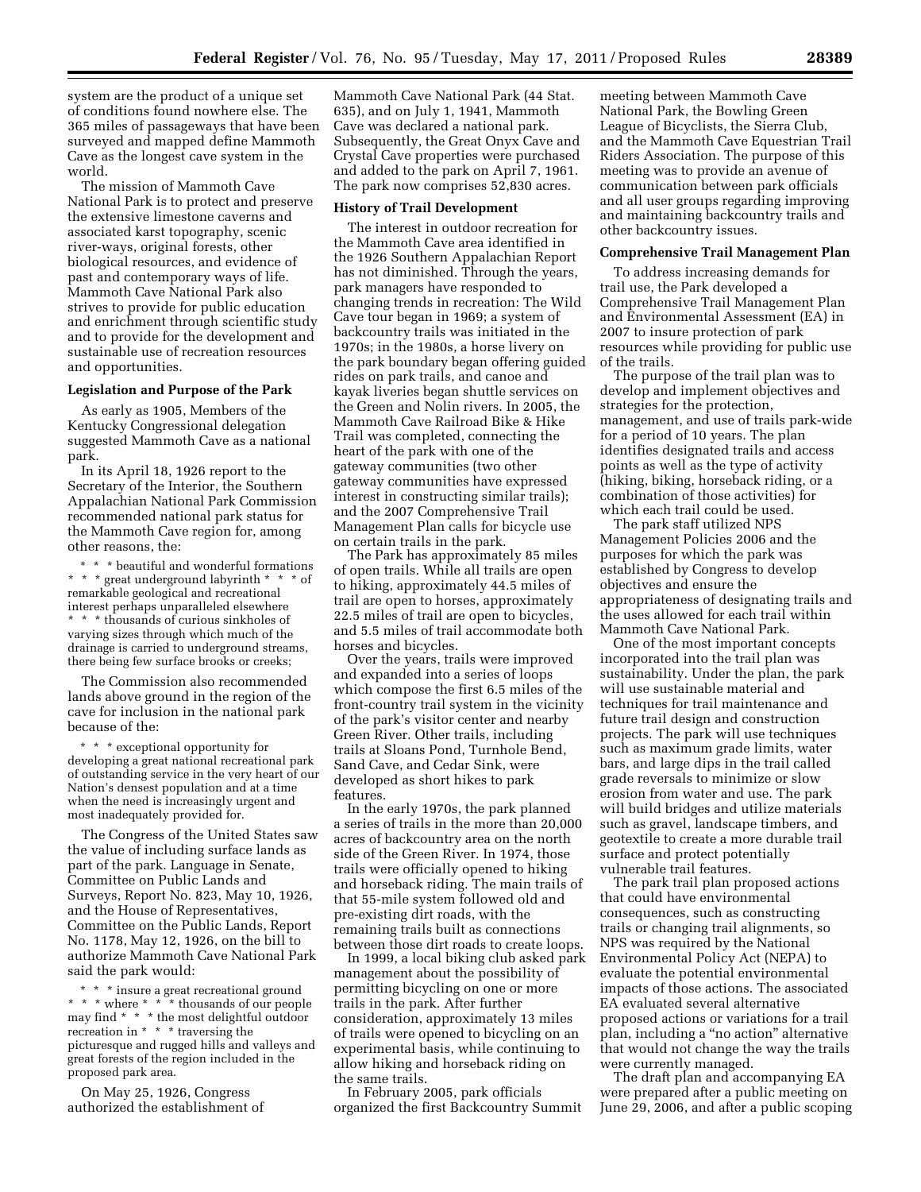system are the product of a unique set of conditions found nowhere else. The 365 miles of passageways that have been surveyed and mapped define Mammoth Cave as the longest cave system in the world.

The mission of Mammoth Cave National Park is to protect and preserve the extensive limestone caverns and associated karst topography, scenic river-ways, original forests, other biological resources, and evidence of past and contemporary ways of life. Mammoth Cave National Park also strives to provide for public education and enrichment through scientific study and to provide for the development and sustainable use of recreation resources and opportunities.

**Legislation and Purpose of the Park**

As early as 1905, Members of the Kentucky Congressional delegation suggested Mammoth Cave as a national park.

In its April 18, 1926 report to the Secretary of the Interior, the Southern Appalachian National Park Commission recommended national park status for the Mammoth Cave region for, among other reasons, the:

> * * * beautiful and wonderful formations * * * great underground labyrinth * * * of remarkable geological and recreational interest perhaps unparalleled elsewhere * * * thousands of curious sinkholes of varying sizes through which much of the drainage is carried to underground streams, there being few surface brooks or creeks;

The Commission also recommended lands above ground in the region of the cave for inclusion in the national park because of the:

> * * * exceptional opportunity for developing a great national recreational park of outstanding service in the very heart of our Nation's densest population and at a time when the need is increasingly urgent and most inadequately provided for.

The Congress of the United States saw the value of including surface lands as part of the park. Language in Senate, Committee on Public Lands and Surveys, Report No. 823, May 10, 1926, and the House of Representatives, Committee on the Public Lands, Report No. 1178, May 12, 1926, on the bill to authorize Mammoth Cave National Park said the park would:

> * * * insure a great recreational ground * * * where * * * thousands of our people may find * * * the most delightful outdoor recreation in * * * traversing the picturesque and rugged hills and valleys and great forests of the region included in the proposed park area.

On May 25, 1926, Congress authorized the establishment of Mammoth Cave National Park (44 Stat. 635), and on July 1, 1941, Mammoth Cave was declared a national park. Subsequently, the Great Onyx Cave and Crystal Cave properties were purchased and added to the park on April 7, 1961. The park now comprises 52,830 acres.

**History of Trail Development**

The interest in outdoor recreation for the Mammoth Cave area identified in the 1926 Southern Appalachian Report has not diminished. Through the years, park managers have responded to changing trends in recreation: The Wild Cave tour began in 1969; a system of backcountry trails was initiated in the 1970s; in the 1980s, a horse livery on the park boundary began offering guided rides on park trails, and canoe and kayak liveries began shuttle services on the Green and Nolin rivers. In 2005, the Mammoth Cave Railroad Bike & Hike Trail was completed, connecting the heart of the park with one of the gateway communities (two other gateway communities have expressed interest in constructing similar trails); and the 2007 Comprehensive Trail Management Plan calls for bicycle use on certain trails in the park.

The Park has approximately 85 miles of open trails. While all trails are open to hiking, approximately 44.5 miles of trail are open to horses, approximately 22.5 miles of trail are open to bicycles, and 5.5 miles of trail accommodate both horses and bicycles.

Over the years, trails were improved and expanded into a series of loops which compose the first 6.5 miles of the front-country trail system in the vicinity of the park's visitor center and nearby Green River. Other trails, including trails at Sloans Pond, Turnhole Bend, Sand Cave, and Cedar Sink, were developed as short hikes to park features.

In the early 1970s, the park planned a series of trails in the more than 20,000 acres of backcountry area on the north side of the Green River. In 1974, those trails were officially opened to hiking and horseback riding. The main trails of that 55-mile system followed old and pre-existing dirt roads, with the remaining trails built as connections between those dirt roads to create loops.

In 1999, a local biking club asked park management about the possibility of permitting bicycling on one or more trails in the park. After further consideration, approximately 13 miles of trails were opened to bicycling on an experimental basis, while continuing to allow hiking and horseback riding on the same trails.

In February 2005, park officials organized the first Backcountry Summit meeting between Mammoth Cave National Park, the Bowling Green League of Bicyclists, the Sierra Club, and the Mammoth Cave Equestrian Trail Riders Association. The purpose of this meeting was to provide an avenue of communication between park officials and all user groups regarding improving and maintaining backcountry trails and other backcountry issues.

**Comprehensive Trail Management Plan**

To address increasing demands for trail use, the Park developed a Comprehensive Trail Management Plan and Environmental Assessment (EA) in 2007 to insure protection of park resources while providing for public use of the trails.

The purpose of the trail plan was to develop and implement objectives and strategies for the protection, management, and use of trails park-wide for a period of 10 years. The plan identifies designated trails and access points as well as the type of activity (hiking, biking, horseback riding, or a combination of those activities) for which each trail could be used.

The park staff utilized NPS Management Policies 2006 and the purposes for which the park was established by Congress to develop objectives and ensure the appropriateness of designating trails and the uses allowed for each trail within Mammoth Cave National Park.

One of the most important concepts incorporated into the trail plan was sustainability. Under the plan, the park will use sustainable material and techniques for trail maintenance and future trail design and construction projects. The park will use techniques such as maximum grade limits, water bars, and large dips in the trail called grade reversals to minimize or slow erosion from water and use. The park will build bridges and utilize materials such as gravel, landscape timbers, and geotextile to create a more durable trail surface and protect potentially vulnerable trail features.

The park trail plan proposed actions that could have environmental consequences, such as constructing trails or changing trail alignments, so NPS was required by the National Environmental Policy Act (NEPA) to evaluate the potential environmental impacts of those actions. The associated EA evaluated several alternative proposed actions or variations for a trail plan, including a "no action" alternative that would not change the way the trails were currently managed.

The draft plan and accompanying EA were prepared after a public meeting on June 29, 2006, and after a public scoping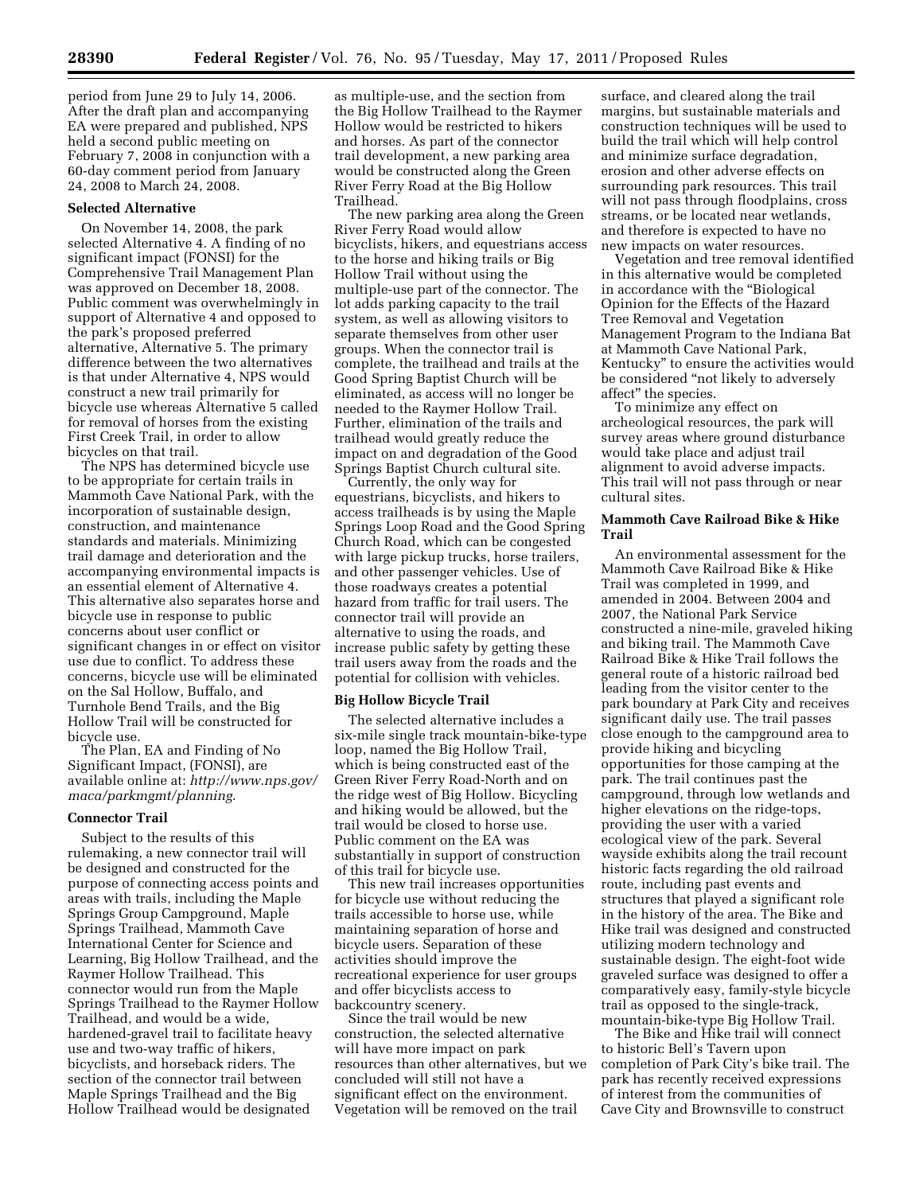period from June 29 to July 14, 2006. After the draft plan and accompanying EA were prepared and published, NPS held a second public meeting on February 7, 2008 in conjunction with a 60-day comment period from January 24, 2008 to March 24, 2008.

### Selected Alternative

On November 14, 2008, the park selected Alternative 4. A finding of no significant impact (FONSI) for the Comprehensive Trail Management Plan was approved on December 18, 2008. Public comment was overwhelmingly in support of Alternative 4 and opposed to the park's proposed preferred alternative, Alternative 5. The primary difference between the two alternatives is that under Alternative 4, NPS would construct a new trail primarily for bicycle use whereas Alternative 5 called for removal of horses from the existing First Creek Trail, in order to allow bicycles on that trail.

The NPS has determined bicycle use to be appropriate for certain trails in Mammoth Cave National Park, with the incorporation of sustainable design, construction, and maintenance standards and materials. Minimizing trail damage and deterioration and the accompanying environmental impacts is an essential element of Alternative 4. This alternative also separates horse and bicycle use in response to public concerns about user conflict or significant changes in or effect on visitor use due to conflict. To address these concerns, bicycle use will be eliminated on the Sal Hollow, Buffalo, and Turnhole Bend Trails, and the Big Hollow Trail will be constructed for bicycle use.

The Plan, EA and Finding of No Significant Impact, (FONSI), are available online at: *http://www.nps.gov/maca/parkmgmt/planning*.

### Connector Trail

Subject to the results of this rulemaking, a new connector trail will be designed and constructed for the purpose of connecting access points and areas with trails, including the Maple Springs Group Campground, Maple Springs Trailhead, Mammoth Cave International Center for Science and Learning, Big Hollow Trailhead, and the Raymer Hollow Trailhead. This connector would run from the Maple Springs Trailhead to the Raymer Hollow Trailhead, and would be a wide, hardened-gravel trail to facilitate heavy use and two-way traffic of hikers, bicyclists, and horseback riders. The section of the connector trail between Maple Springs Trailhead and the Big Hollow Trailhead would be designated as multiple-use, and the section from the Big Hollow Trailhead to the Raymer Hollow would be restricted to hikers and horses. As part of the connector trail development, a new parking area would be constructed along the Green River Ferry Road at the Big Hollow Trailhead.

The new parking area along the Green River Ferry Road would allow bicyclists, hikers, and equestrians access to the horse and hiking trails or Big Hollow Trail without using the multiple-use part of the connector. The lot adds parking capacity to the trail system, as well as allowing visitors to separate themselves from other user groups. When the connector trail is complete, the trailhead and trails at the Good Spring Baptist Church will be eliminated, as access will no longer be needed to the Raymer Hollow Trail. Further, elimination of the trails and trailhead would greatly reduce the impact on and degradation of the Good Springs Baptist Church cultural site.

Currently, the only way for equestrians, bicyclists, and hikers to access trailheads is by using the Maple Springs Loop Road and the Good Spring Church Road, which can be congested with large pickup trucks, horse trailers, and other passenger vehicles. Use of those roadways creates a potential hazard from traffic for trail users. The connector trail will provide an alternative to using the roads, and increase public safety by getting these trail users away from the roads and the potential for collision with vehicles.

### Big Hollow Bicycle Trail

The selected alternative includes a six-mile single track mountain-bike-type loop, named the Big Hollow Trail, which is being constructed east of the Green River Ferry Road-North and on the ridge west of Big Hollow. Bicycling and hiking would be allowed, but the trail would be closed to horse use. Public comment on the EA was substantially in support of construction of this trail for bicycle use.

This new trail increases opportunities for bicycle use without reducing the trails accessible to horse use, while maintaining separation of horse and bicycle users. Separation of these activities should improve the recreational experience for user groups and offer bicyclists access to backcountry scenery.

Since the trail would be new construction, the selected alternative will have more impact on park resources than other alternatives, but we concluded will still not have a significant effect on the environment. Vegetation will be removed on the trail surface, and cleared along the trail margins, but sustainable materials and construction techniques will be used to build the trail which will help control and minimize surface degradation, erosion and other adverse effects on surrounding park resources. This trail will not pass through floodplains, cross streams, or be located near wetlands, and therefore is expected to have no new impacts on water resources.

Vegetation and tree removal identified in this alternative would be completed in accordance with the "Biological Opinion for the Effects of the Hazard Tree Removal and Vegetation Management Program to the Indiana Bat at Mammoth Cave National Park, Kentucky" to ensure the activities would be considered "not likely to adversely affect" the species.

To minimize any effect on archeological resources, the park will survey areas where ground disturbance would take place and adjust trail alignment to avoid adverse impacts. This trail will not pass through or near cultural sites.

### Mammoth Cave Railroad Bike & Hike Trail

An environmental assessment for the Mammoth Cave Railroad Bike & Hike Trail was completed in 1999, and amended in 2004. Between 2004 and 2007, the National Park Service constructed a nine-mile, graveled hiking and biking trail. The Mammoth Cave Railroad Bike & Hike Trail follows the general route of a historic railroad bed leading from the visitor center to the park boundary at Park City and receives significant daily use. The trail passes close enough to the campground area to provide hiking and bicycling opportunities for those camping at the park. The trail continues past the campground, through low wetlands and higher elevations on the ridge-tops, providing the user with a varied ecological view of the park. Several wayside exhibits along the trail recount historic facts regarding the old railroad route, including past events and structures that played a significant role in the history of the area. The Bike and Hike trail was designed and constructed utilizing modern technology and sustainable design. The eight-foot wide graveled surface was designed to offer a comparatively easy, family-style bicycle trail as opposed to the single-track, mountain-bike-type Big Hollow Trail.

The Bike and Hike trail will connect to historic Bell's Tavern upon completion of Park City's bike trail. The park has recently received expressions of interest from the communities of Cave City and Brownsville to construct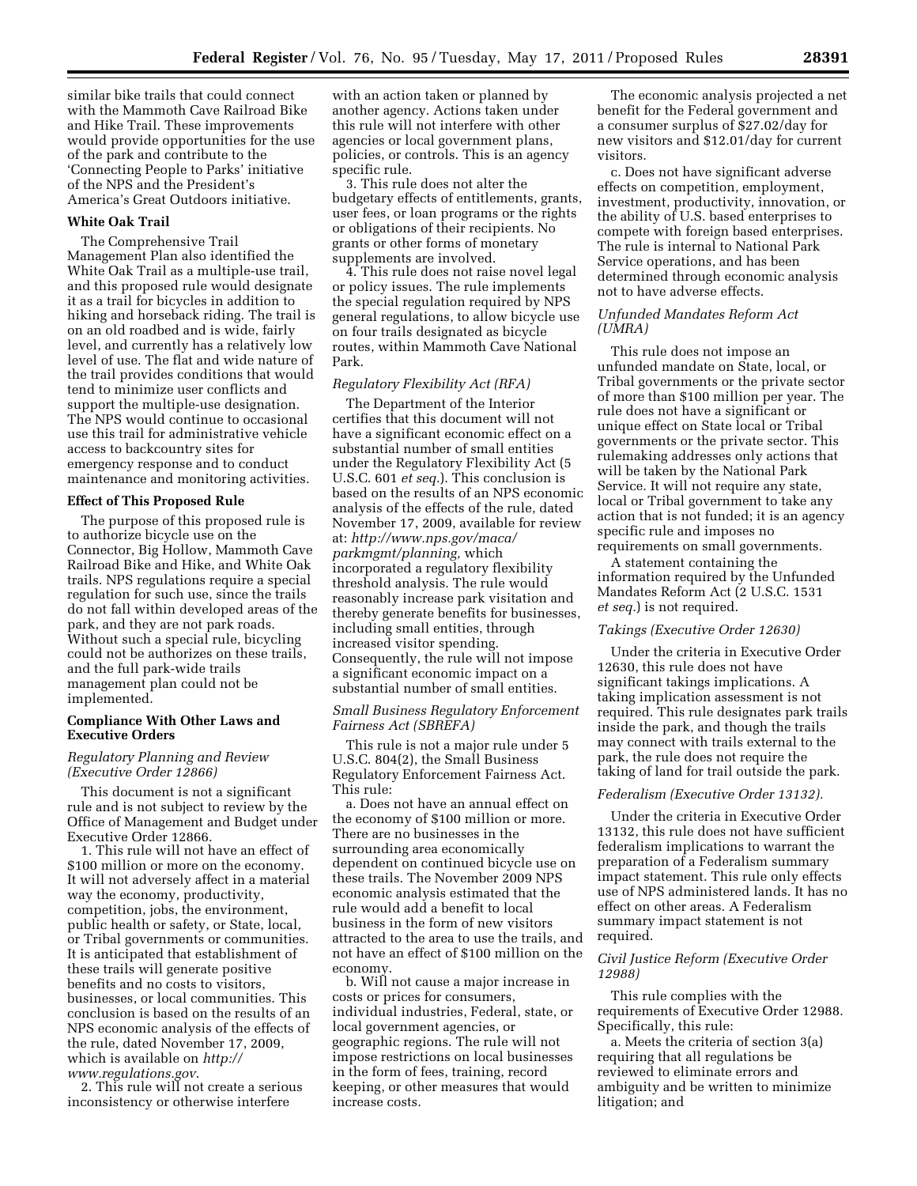similar bike trails that could connect with the Mammoth Cave Railroad Bike and Hike Trail. These improvements would provide opportunities for the use of the park and contribute to the 'Connecting People to Parks' initiative of the NPS and the President's America's Great Outdoors initiative.

**White Oak Trail**

The Comprehensive Trail Management Plan also identified the White Oak Trail as a multiple-use trail, and this proposed rule would designate it as a trail for bicycles in addition to hiking and horseback riding. The trail is on an old roadbed and is wide, fairly level, and currently has a relatively low level of use. The flat and wide nature of the trail provides conditions that would tend to minimize user conflicts and support the multiple-use designation. The NPS would continue to occasional use this trail for administrative vehicle access to backcountry sites for emergency response and to conduct maintenance and monitoring activities.

**Effect of This Proposed Rule**

The purpose of this proposed rule is to authorize bicycle use on the Connector, Big Hollow, Mammoth Cave Railroad Bike and Hike, and White Oak trails. NPS regulations require a special regulation for such use, since the trails do not fall within developed areas of the park, and they are not park roads. Without such a special rule, bicycling could not be authorizes on these trails, and the full park-wide trails management plan could not be implemented.

**Compliance With Other Laws and Executive Orders**

*Regulatory Planning and Review (Executive Order 12866)*

This document is not a significant rule and is not subject to review by the Office of Management and Budget under Executive Order 12866.

1. This rule will not have an effect of $100 million or more on the economy. It will not adversely affect in a material way the economy, productivity, competition, jobs, the environment, public health or safety, or State, local, or Tribal governments or communities. It is anticipated that establishment of these trails will generate positive benefits and no costs to visitors, businesses, or local communities. This conclusion is based on the results of an NPS economic analysis of the effects of the rule, dated November 17, 2009, which is available on *http://www.regulations.gov*.

2. This rule will not create a serious inconsistency or otherwise interfere with an action taken or planned by another agency. Actions taken under this rule will not interfere with other agencies or local government plans, policies, or controls. This is an agency specific rule.

3. This rule does not alter the budgetary effects of entitlements, grants, user fees, or loan programs or the rights or obligations of their recipients. No grants or other forms of monetary supplements are involved.

4. This rule does not raise novel legal or policy issues. The rule implements the special regulation required by NPS general regulations, to allow bicycle use on four trails designated as bicycle routes, within Mammoth Cave National Park.

*Regulatory Flexibility Act (RFA)*

The Department of the Interior certifies that this document will not have a significant economic effect on a substantial number of small entities under the Regulatory Flexibility Act (5 U.S.C. 601 *et seq.*). This conclusion is based on the results of an NPS economic analysis of the effects of the rule, dated November 17, 2009, available for review at: *http://www.nps.gov/maca/parkmgmt/planning,* which incorporated a regulatory flexibility threshold analysis. The rule would reasonably increase park visitation and thereby generate benefits for businesses, including small entities, through increased visitor spending. Consequently, the rule will not impose a significant economic impact on a substantial number of small entities.

*Small Business Regulatory Enforcement Fairness Act (SBREFA)*

This rule is not a major rule under 5 U.S.C. 804(2), the Small Business Regulatory Enforcement Fairness Act. This rule:

a. Does not have an annual effect on the economy of $100 million or more. There are no businesses in the surrounding area economically dependent on continued bicycle use on these trails. The November 2009 NPS economic analysis estimated that the rule would add a benefit to local business in the form of new visitors attracted to the area to use the trails, and not have an effect of $100 million on the economy.

b. Will not cause a major increase in costs or prices for consumers, individual industries, Federal, state, or local government agencies, or geographic regions. The rule will not impose restrictions on local businesses in the form of fees, training, record keeping, or other measures that would increase costs.

The economic analysis projected a net benefit for the Federal government and a consumer surplus of $27.02/day for new visitors and $12.01/day for current visitors.

c. Does not have significant adverse effects on competition, employment, investment, productivity, innovation, or the ability of U.S. based enterprises to compete with foreign based enterprises. The rule is internal to National Park Service operations, and has been determined through economic analysis not to have adverse effects.

*Unfunded Mandates Reform Act (UMRA)*

This rule does not impose an unfunded mandate on State, local, or Tribal governments or the private sector of more than $100 million per year. The rule does not have a significant or unique effect on State local or Tribal governments or the private sector. This rulemaking addresses only actions that will be taken by the National Park Service. It will not require any state, local or Tribal government to take any action that is not funded; it is an agency specific rule and imposes no requirements on small governments.

A statement containing the information required by the Unfunded Mandates Reform Act (2 U.S.C. 1531 *et seq.*) is not required.

*Takings (Executive Order 12630)*

Under the criteria in Executive Order 12630, this rule does not have significant takings implications. A taking implication assessment is not required. This rule designates park trails inside the park, and though the trails may connect with trails external to the park, the rule does not require the taking of land for trail outside the park.

*Federalism (Executive Order 13132).*

Under the criteria in Executive Order 13132, this rule does not have sufficient federalism implications to warrant the preparation of a Federalism summary impact statement. This rule only effects use of NPS administered lands. It has no effect on other areas. A Federalism summary impact statement is not required.

*Civil Justice Reform (Executive Order 12988)*

This rule complies with the requirements of Executive Order 12988. Specifically, this rule:

a. Meets the criteria of section 3(a) requiring that all regulations be reviewed to eliminate errors and ambiguity and be written to minimize litigation; and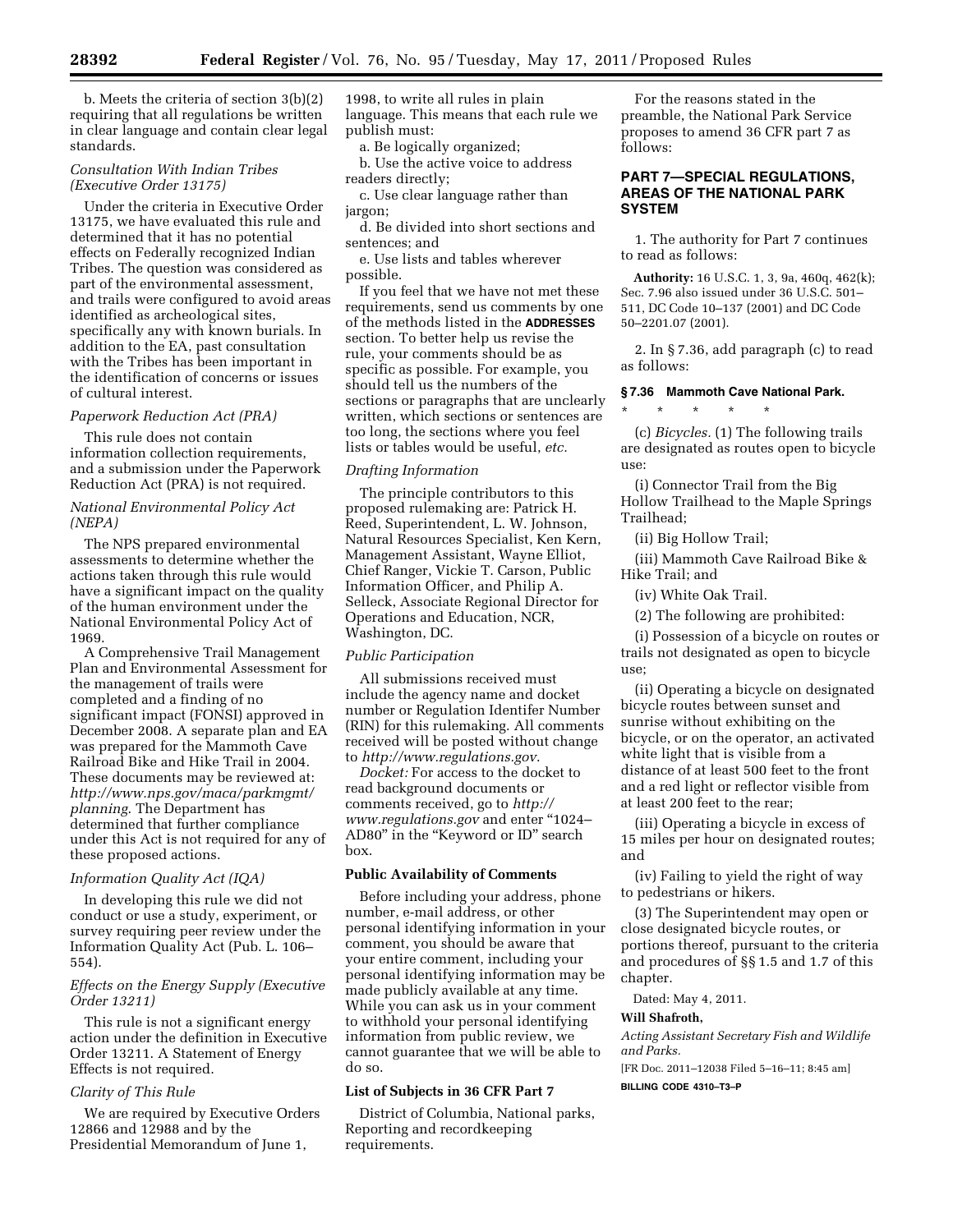b. Meets the criteria of section 3(b)(2) requiring that all regulations be written in clear language and contain clear legal standards.

*Consultation With Indian Tribes (Executive Order 13175)*

Under the criteria in Executive Order 13175, we have evaluated this rule and determined that it has no potential effects on Federally recognized Indian Tribes. The question was considered as part of the environmental assessment, and trails were configured to avoid areas identified as archeological sites, specifically any with known burials. In addition to the EA, past consultation with the Tribes has been important in the identification of concerns or issues of cultural interest.

*Paperwork Reduction Act (PRA)*

This rule does not contain information collection requirements, and a submission under the Paperwork Reduction Act (PRA) is not required.

*National Environmental Policy Act (NEPA)*

The NPS prepared environmental assessments to determine whether the actions taken through this rule would have a significant impact on the quality of the human environment under the National Environmental Policy Act of 1969.

A Comprehensive Trail Management Plan and Environmental Assessment for the management of trails were completed and a finding of no significant impact (FONSI) approved in December 2008. A separate plan and EA was prepared for the Mammoth Cave Railroad Bike and Hike Trail in 2004. These documents may be reviewed at: *http://www.nps.gov/maca/parkmgmt/planning*. The Department has determined that further compliance under this Act is not required for any of these proposed actions.

*Information Quality Act (IQA)*

In developing this rule we did not conduct or use a study, experiment, or survey requiring peer review under the Information Quality Act (Pub. L. 106–554).

*Effects on the Energy Supply (Executive Order 13211)*

This rule is not a significant energy action under the definition in Executive Order 13211. A Statement of Energy Effects is not required.

*Clarity of This Rule*

We are required by Executive Orders 12866 and 12988 and by the Presidential Memorandum of June 1, 1998, to write all rules in plain language. This means that each rule we publish must:

a. Be logically organized;

b. Use the active voice to address readers directly;

c. Use clear language rather than jargon;

d. Be divided into short sections and sentences; and

e. Use lists and tables wherever possible.

If you feel that we have not met these requirements, send us comments by one of the methods listed in the **ADDRESSES** section. To better help us revise the rule, your comments should be as specific as possible. For example, you should tell us the numbers of the sections or paragraphs that are unclearly written, which sections or sentences are too long, the sections where you feel lists or tables would be useful, *etc.*

*Drafting Information*

The principle contributors to this proposed rulemaking are: Patrick H. Reed, Superintendent, L. W. Johnson, Natural Resources Specialist, Ken Kern, Management Assistant, Wayne Elliot, Chief Ranger, Vickie T. Carson, Public Information Officer, and Philip A. Selleck, Associate Regional Director for Operations and Education, NCR, Washington, DC.

*Public Participation*

All submissions received must include the agency name and docket number or Regulation Identifer Number (RIN) for this rulemaking. All comments received will be posted without change to *http://www.regulations.gov*.

*Docket:* For access to the docket to read background documents or comments received, go to *http://www.regulations.gov* and enter "1024–AD80" in the "Keyword or ID" search box.

**Public Availability of Comments**

Before including your address, phone number, e-mail address, or other personal identifying information in your comment, you should be aware that your entire comment, including your personal identifying information may be made publicly available at any time. While you can ask us in your comment to withhold your personal identifying information from public review, we cannot guarantee that we will be able to do so.

**List of Subjects in 36 CFR Part 7**

District of Columbia, National parks, Reporting and recordkeeping requirements.

For the reasons stated in the preamble, the National Park Service proposes to amend 36 CFR part 7 as follows:

## PART 7—SPECIAL REGULATIONS, AREAS OF THE NATIONAL PARK SYSTEM

1. The authority for Part 7 continues to read as follows:

**Authority:** 16 U.S.C. 1, 3, 9a, 460q, 462(k); Sec. 7.96 also issued under 36 U.S.C. 501–511, DC Code 10–137 (2001) and DC Code 50–2201.07 (2001).

2. In § 7.36, add paragraph (c) to read as follows:

### § 7.36 Mammoth Cave National Park.

\* \* \* \* \*

(c) *Bicycles.* (1) The following trails are designated as routes open to bicycle use:

(i) Connector Trail from the Big Hollow Trailhead to the Maple Springs Trailhead;

(ii) Big Hollow Trail;

(iii) Mammoth Cave Railroad Bike & Hike Trail; and

(iv) White Oak Trail.

(2) The following are prohibited:

(i) Possession of a bicycle on routes or trails not designated as open to bicycle use;

(ii) Operating a bicycle on designated bicycle routes between sunset and sunrise without exhibiting on the bicycle, or on the operator, an activated white light that is visible from a distance of at least 500 feet to the front and a red light or reflector visible from at least 200 feet to the rear;

(iii) Operating a bicycle in excess of 15 miles per hour on designated routes; and

(iv) Failing to yield the right of way to pedestrians or hikers.

(3) The Superintendent may open or close designated bicycle routes, or portions thereof, pursuant to the criteria and procedures of §§ 1.5 and 1.7 of this chapter.

Dated: May 4, 2011.

**Will Shafroth,**

*Acting Assistant Secretary Fish and Wildlife and Parks.*

[FR Doc. 2011–12038 Filed 5–16–11; 8:45 am]

**BILLING CODE 4310–T3–P**